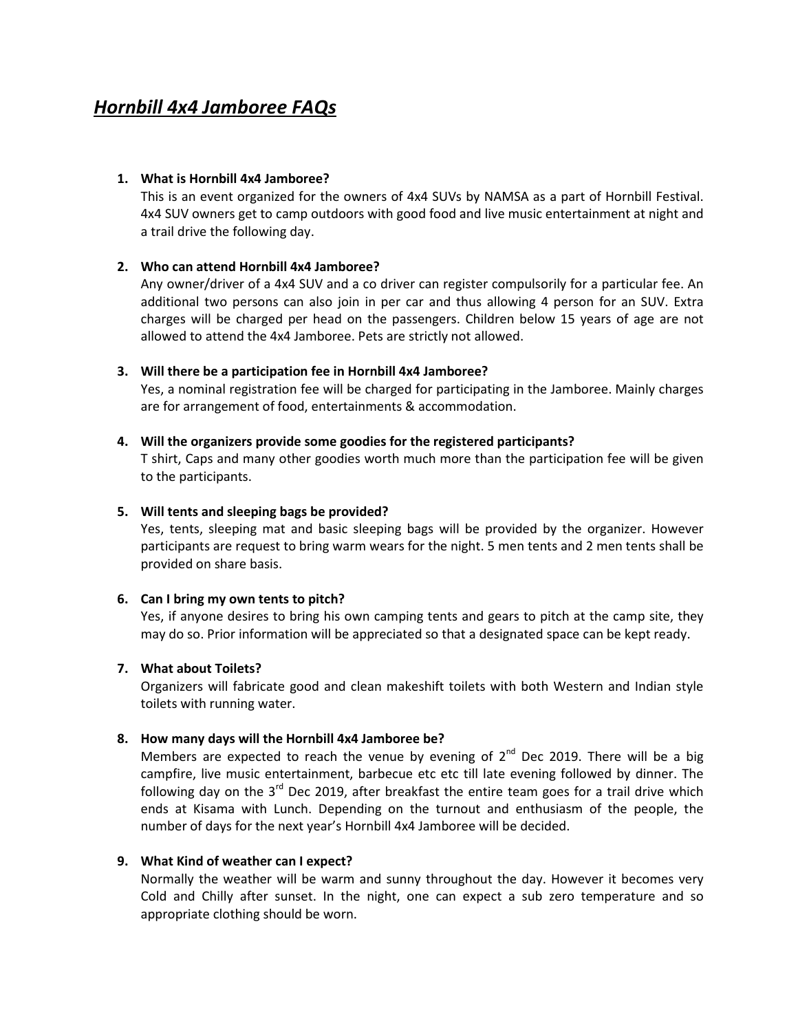# ***Hornbill 4x4 Jamboree FAQs***

1. **What is Hornbill 4x4 Jamboree?**
   This is an event organized for the owners of 4x4 SUVs by NAMSA as a part of Hornbill Festival. 4x4 SUV owners get to camp outdoors with good food and live music entertainment at night and a trail drive the following day.

2. **Who can attend Hornbill 4x4 Jamboree?**
   Any owner/driver of a 4x4 SUV and a co driver can register compulsorily for a particular fee. An additional two persons can also join in per car and thus allowing 4 person for an SUV. Extra charges will be charged per head on the passengers. Children below 15 years of age are not allowed to attend the 4x4 Jamboree. Pets are strictly not allowed.

3. **Will there be a participation fee in Hornbill 4x4 Jamboree?**
   Yes, a nominal registration fee will be charged for participating in the Jamboree. Mainly charges are for arrangement of food, entertainments & accommodation.

4. **Will the organizers provide some goodies for the registered participants?**
   T shirt, Caps and many other goodies worth much more than the participation fee will be given to the participants.

5. **Will tents and sleeping bags be provided?**
   Yes, tents, sleeping mat and basic sleeping bags will be provided by the organizer. However participants are request to bring warm wears for the night. 5 men tents and 2 men tents shall be provided on share basis.

6. **Can I bring my own tents to pitch?**
   Yes, if anyone desires to bring his own camping tents and gears to pitch at the camp site, they may do so. Prior information will be appreciated so that a designated space can be kept ready.

7. **What about Toilets?**
   Organizers will fabricate good and clean makeshift toilets with both Western and Indian style toilets with running water.

8. **How many days will the Hornbill 4x4 Jamboree be?**
   Members are expected to reach the venue by evening of 2nd Dec 2019. There will be a big campfire, live music entertainment, barbecue etc etc till late evening followed by dinner. The following day on the 3rd Dec 2019, after breakfast the entire team goes for a trail drive which ends at Kisama with Lunch. Depending on the turnout and enthusiasm of the people, the number of days for the next year's Hornbill 4x4 Jamboree will be decided.

9. **What Kind of weather can I expect?**
   Normally the weather will be warm and sunny throughout the day. However it becomes very Cold and Chilly after sunset. In the night, one can expect a sub zero temperature and so appropriate clothing should be worn.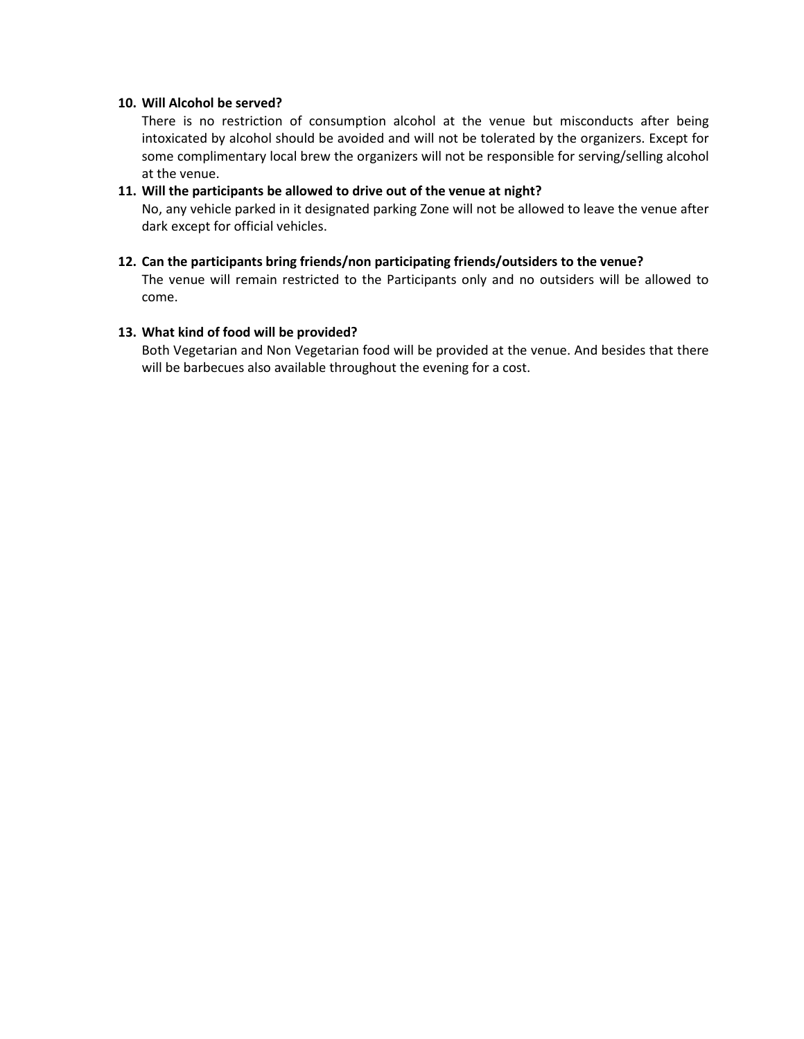10. **Will Alcohol be served?**

    There is no restriction of consumption alcohol at the venue but misconducts after being intoxicated by alcohol should be avoided and will not be tolerated by the organizers. Except for some complimentary local brew the organizers will not be responsible for serving/selling alcohol at the venue.

11. **Will the participants be allowed to drive out of the venue at night?**

    No, any vehicle parked in it designated parking Zone will not be allowed to leave the venue after dark except for official vehicles.

12. **Can the participants bring friends/non participating friends/outsiders to the venue?**

    The venue will remain restricted to the Participants only and no outsiders will be allowed to come.

13. **What kind of food will be provided?**

    Both Vegetarian and Non Vegetarian food will be provided at the venue. And besides that there will be barbecues also available throughout the evening for a cost.